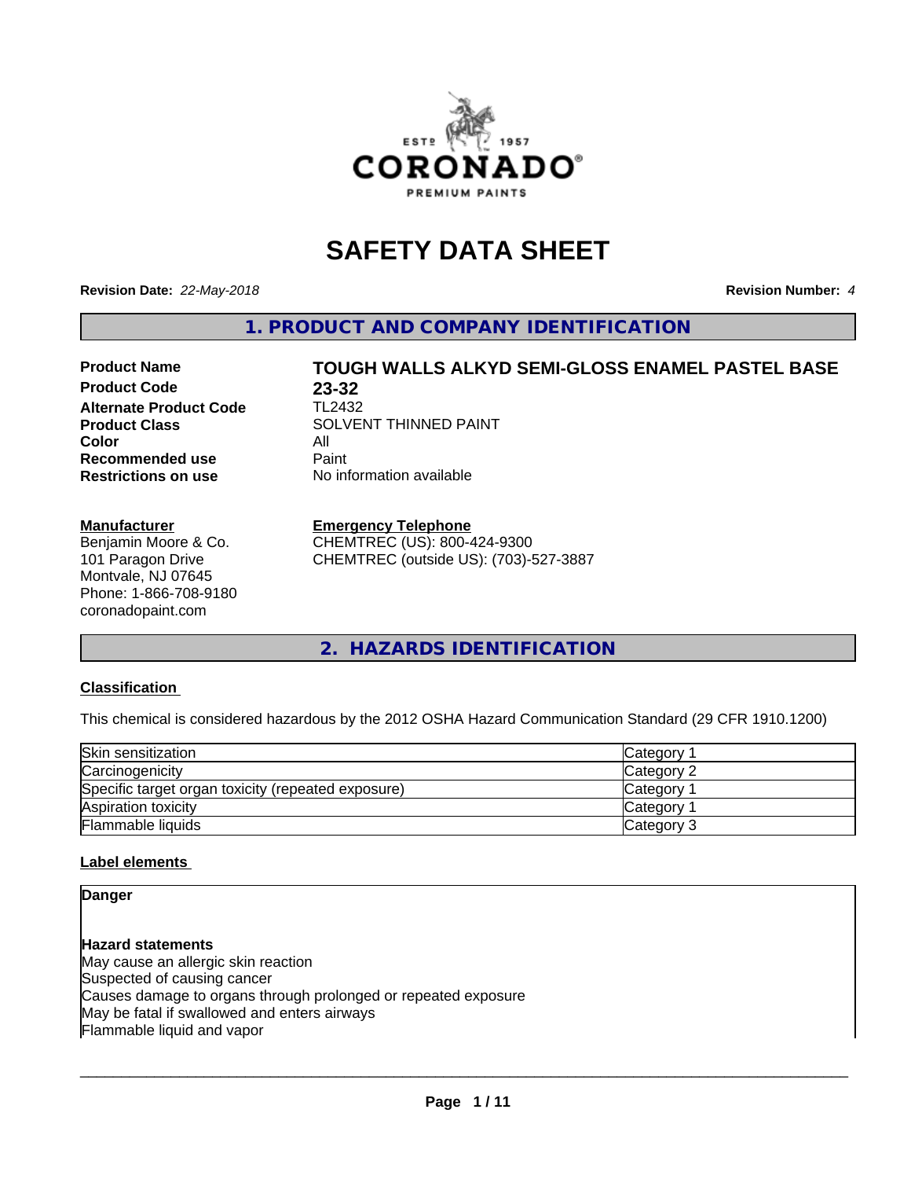# SAFETY DATA SHEET

**Revision Date:** *22-May-2018*

**Revision Number:** *4*

## 1. PRODUCT AND COMPANY IDENTIFICATION

| | |
|---|---|
| **Product Name** | **TOUGH WALLS ALKYD SEMI-GLOSS ENAMEL PASTEL BASE** |
| **Product Code** | **23-32** |
| **Alternate Product Code** | TL2432 |
| **Product Class** | SOLVENT THINNED PAINT |
| **Color** | All |
| **Recommended use** | Paint |
| **Restrictions on use** | No information available |

**Manufacturer**
Benjamin Moore & Co.
101 Paragon Drive
Montvale, NJ 07645
Phone: 1-866-708-9180
coronadopaint.com

**Emergency Telephone**
CHEMTREC (US): 800-424-9300
CHEMTREC (outside US): (703)-527-3887

## 2. HAZARDS IDENTIFICATION

### Classification

This chemical is considered hazardous by the 2012 OSHA Hazard Communication Standard (29 CFR 1910.1200)

| | |
|---|---|
| Skin sensitization | Category 1 |
| Carcinogenicity | Category 2 |
| Specific target organ toxicity (repeated exposure) | Category 1 |
| Aspiration toxicity | Category 1 |
| Flammable liquids | Category 3 |

### Label elements

**Danger**

**Hazard statements**
May cause an allergic skin reaction
Suspected of causing cancer
Causes damage to organs through prolonged or repeated exposure
May be fatal if swallowed and enters airways
Flammable liquid and vapor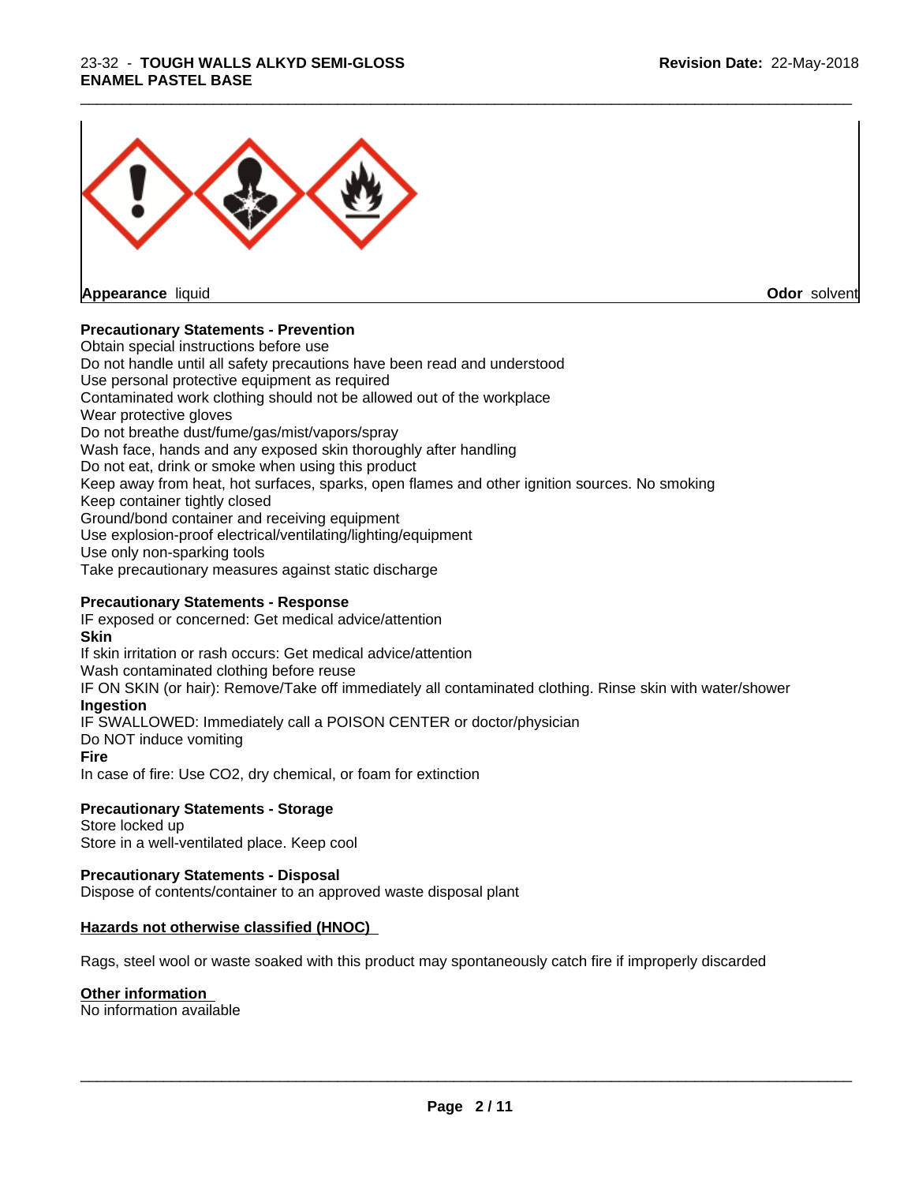**Appearance** liquid **Odor** solvent

**Precautionary Statements - Prevention**

Obtain special instructions before use
Do not handle until all safety precautions have been read and understood
Use personal protective equipment as required
Contaminated work clothing should not be allowed out of the workplace
Wear protective gloves
Do not breathe dust/fume/gas/mist/vapors/spray
Wash face, hands and any exposed skin thoroughly after handling
Do not eat, drink or smoke when using this product
Keep away from heat, hot surfaces, sparks, open flames and other ignition sources. No smoking
Keep container tightly closed
Ground/bond container and receiving equipment
Use explosion-proof electrical/ventilating/lighting/equipment
Use only non-sparking tools
Take precautionary measures against static discharge

**Precautionary Statements - Response**

IF exposed or concerned: Get medical advice/attention

**Skin**

If skin irritation or rash occurs: Get medical advice/attention
Wash contaminated clothing before reuse
IF ON SKIN (or hair): Remove/Take off immediately all contaminated clothing. Rinse skin with water/shower

**Ingestion**

IF SWALLOWED: Immediately call a POISON CENTER or doctor/physician
Do NOT induce vomiting

**Fire**

In case of fire: Use $CO_2$, dry chemical, or foam for extinction

**Precautionary Statements - Storage**

Store locked up
Store in a well-ventilated place. Keep cool

**Precautionary Statements - Disposal**

Dispose of contents/container to an approved waste disposal plant

**Hazards not otherwise classified (HNOC)**

Rags, steel wool or waste soaked with this product may spontaneously catch fire if improperly discarded

**Other information**

No information available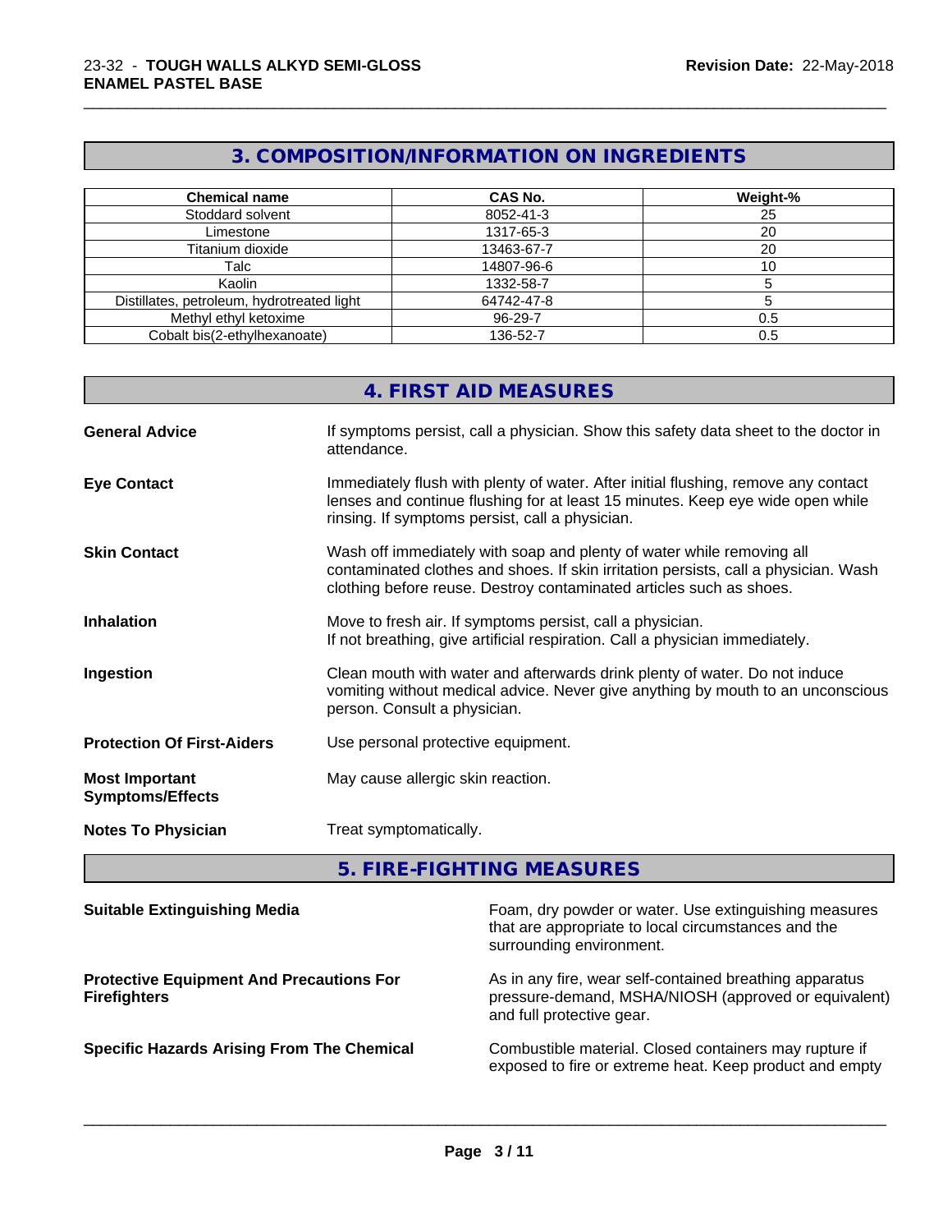## 3. COMPOSITION/INFORMATION ON INGREDIENTS

| Chemical name | CAS No. | Weight-% |
|---|---|---|
| Stoddard solvent | 8052-41-3 | 25 |
| Limestone | 1317-65-3 | 20 |
| Titanium dioxide | 13463-67-7 | 20 |
| Talc | 14807-96-6 | 10 |
| Kaolin | 1332-58-7 | 5 |
| Distillates, petroleum, hydrotreated light | 64742-47-8 | 5 |
| Methyl ethyl ketoxime | 96-29-7 | 0.5 |
| Cobalt bis(2-ethylhexanoate) | 136-52-7 | 0.5 |

## 4. FIRST AID MEASURES

**General Advice**
If symptoms persist, call a physician. Show this safety data sheet to the doctor in attendance.

**Eye Contact**
Immediately flush with plenty of water. After initial flushing, remove any contact lenses and continue flushing for at least 15 minutes. Keep eye wide open while rinsing. If symptoms persist, call a physician.

**Skin Contact**
Wash off immediately with soap and plenty of water while removing all contaminated clothes and shoes. If skin irritation persists, call a physician. Wash clothing before reuse. Destroy contaminated articles such as shoes.

**Inhalation**
Move to fresh air. If symptoms persist, call a physician.
If not breathing, give artificial respiration. Call a physician immediately.

**Ingestion**
Clean mouth with water and afterwards drink plenty of water. Do not induce vomiting without medical advice. Never give anything by mouth to an unconscious person. Consult a physician.

**Protection Of First-Aiders**
Use personal protective equipment.

**Most Important Symptoms/Effects**
May cause allergic skin reaction.

**Notes To Physician**
Treat symptomatically.

## 5. FIRE-FIGHTING MEASURES

**Suitable Extinguishing Media**
Foam, dry powder or water. Use extinguishing measures that are appropriate to local circumstances and the surrounding environment.

**Protective Equipment And Precautions For Firefighters**
As in any fire, wear self-contained breathing apparatus pressure-demand, MSHA/NIOSH (approved or equivalent) and full protective gear.

**Specific Hazards Arising From The Chemical**
Combustible material. Closed containers may rupture if exposed to fire or extreme heat. Keep product and empty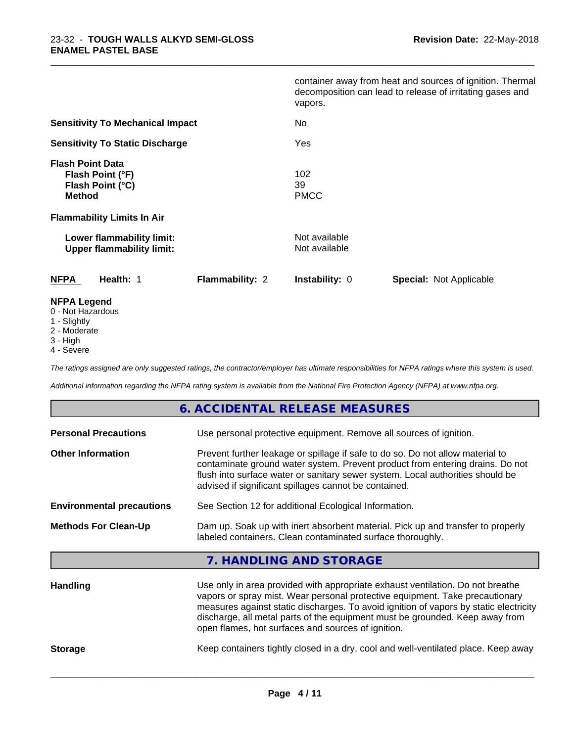| | |
|---|---|
| | container away from heat and sources of ignition. Thermal decomposition can lead to release of irritating gases and vapors. |
| **Sensitivity To Mechanical Impact** | No |
| **Sensitivity To Static Discharge** | Yes |
| **Flash Point Data** | |
| **Flash Point (°F)** | 102 |
| **Flash Point (°C)** | 39 |
| **Method** | PMCC |
| **Flammability Limits In Air** | |
| **Lower flammability limit:** | Not available |
| **Upper flammability limit:** | Not available |

| **NFPA** | **Health:** 1 | **Flammability:** 2 | **Instability:** 0 | **Special:** Not Applicable |
|---|---|---|---|---|

**NFPA Legend**
- 0 - Not Hazardous
- 1 - Slightly
- 2 - Moderate
- 3 - High
- 4 - Severe

*The ratings assigned are only suggested ratings, the contractor/employer has ultimate responsibilities for NFPA ratings where this system is used.*

*Additional information regarding the NFPA rating system is available from the National Fire Protection Agency (NFPA) at www.nfpa.org.*

## 6. ACCIDENTAL RELEASE MEASURES

| | |
|---|---|
| **Personal Precautions** | Use personal protective equipment. Remove all sources of ignition. |
| **Other Information** | Prevent further leakage or spillage if safe to do so. Do not allow material to contaminate ground water system. Prevent product from entering drains. Do not flush into surface water or sanitary sewer system. Local authorities should be advised if significant spillages cannot be contained. |
| **Environmental precautions** | See Section 12 for additional Ecological Information. |
| **Methods For Clean-Up** | Dam up. Soak up with inert absorbent material. Pick up and transfer to properly labeled containers. Clean contaminated surface thoroughly. |

## 7. HANDLING AND STORAGE

| | |
|---|---|
| **Handling** | Use only in area provided with appropriate exhaust ventilation. Do not breathe vapors or spray mist. Wear personal protective equipment. Take precautionary measures against static discharges. To avoid ignition of vapors by static electricity discharge, all metal parts of the equipment must be grounded. Keep away from open flames, hot surfaces and sources of ignition. |
| **Storage** | Keep containers tightly closed in a dry, cool and well-ventilated place. Keep away |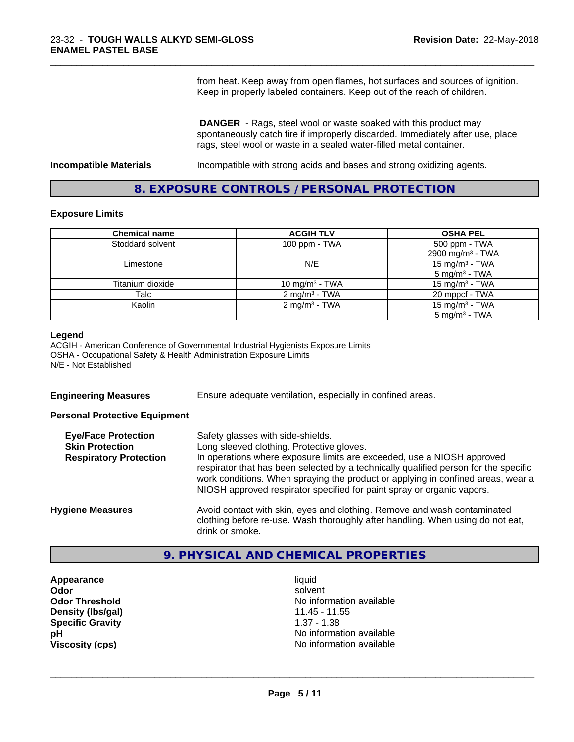from heat. Keep away from open flames, hot surfaces and sources of ignition. Keep in properly labeled containers. Keep out of the reach of children.

**DANGER** - Rags, steel wool or waste soaked with this product may spontaneously catch fire if improperly discarded. Immediately after use, place rags, steel wool or waste in a sealed water-filled metal container.

**Incompatible Materials** Incompatible with strong acids and bases and strong oxidizing agents.

## 8. EXPOSURE CONTROLS / PERSONAL PROTECTION

### Exposure Limits

| Chemical name | ACGIH TLV | OSHA PEL |
|---|---|---|
| Stoddard solvent | 100 ppm - TWA | 500 ppm - TWA<br>2900 mg/m³ - TWA |
| Limestone | N/E | 15 mg/m³ - TWA<br>5 mg/m³ - TWA |
| Titanium dioxide | 10 mg/m³ - TWA | 15 mg/m³ - TWA |
| Talc | 2 mg/m³ - TWA | 20 mppcf - TWA |
| Kaolin | 2 mg/m³ - TWA | 15 mg/m³ - TWA<br>5 mg/m³ - TWA |

**Legend**
ACGIH - American Conference of Governmental Industrial Hygienists Exposure Limits
OSHA - Occupational Safety & Health Administration Exposure Limits
N/E - Not Established

**Engineering Measures** Ensure adequate ventilation, especially in confined areas.

**Personal Protective Equipment**

**Eye/Face Protection** Safety glasses with side-shields.

**Skin Protection** Long sleeved clothing. Protective gloves.

**Respiratory Protection** In operations where exposure limits are exceeded, use a NIOSH approved respirator that has been selected by a technically qualified person for the specific work conditions. When spraying the product or applying in confined areas, wear a NIOSH approved respirator specified for paint spray or organic vapors.

**Hygiene Measures** Avoid contact with skin, eyes and clothing. Remove and wash contaminated clothing before re-use. Wash thoroughly after handling. When using do not eat, drink or smoke.

## 9. PHYSICAL AND CHEMICAL PROPERTIES

| | |
|---|---|
| **Appearance** | liquid |
| **Odor** | solvent |
| **Odor Threshold** | No information available |
| **Density (lbs/gal)** | 11.45 - 11.55 |
| **Specific Gravity** | 1.37 - 1.38 |
| **pH** | No information available |
| **Viscosity (cps)** | No information available |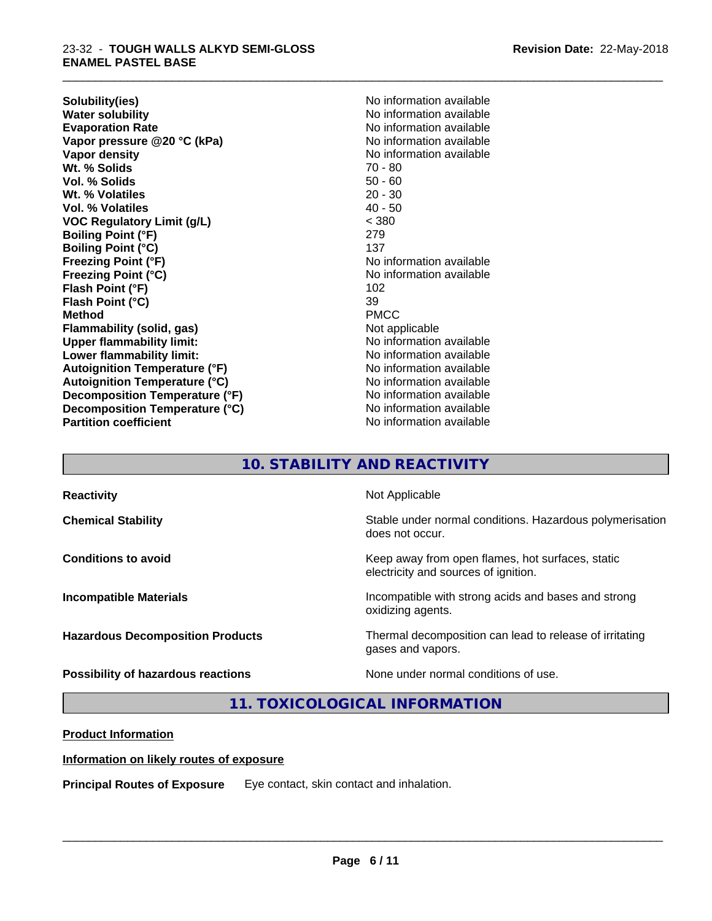| | |
|---|---|
| **Solubility(ies)** | No information available |
| **Water solubility** | No information available |
| **Evaporation Rate** | No information available |
| **Vapor pressure @20 °C (kPa)** | No information available |
| **Vapor density** | No information available |
| **Wt. % Solids** | 70 - 80 |
| **Vol. % Solids** | 50 - 60 |
| **Wt. % Volatiles** | 20 - 30 |
| **Vol. % Volatiles** | 40 - 50 |
| **VOC Regulatory Limit (g/L)** | < 380 |
| **Boiling Point (°F)** | 279 |
| **Boiling Point (°C)** | 137 |
| **Freezing Point (°F)** | No information available |
| **Freezing Point (°C)** | No information available |
| **Flash Point (°F)** | 102 |
| **Flash Point (°C)** | 39 |
| **Method** | PMCC |
| **Flammability (solid, gas)** | Not applicable |
| **Upper flammability limit:** | No information available |
| **Lower flammability limit:** | No information available |
| **Autoignition Temperature (°F)** | No information available |
| **Autoignition Temperature (°C)** | No information available |
| **Decomposition Temperature (°F)** | No information available |
| **Decomposition Temperature (°C)** | No information available |
| **Partition coefficient** | No information available |

## 10. STABILITY AND REACTIVITY

| | |
|---|---|
| **Reactivity** | Not Applicable |
| **Chemical Stability** | Stable under normal conditions. Hazardous polymerisation does not occur. |
| **Conditions to avoid** | Keep away from open flames, hot surfaces, static electricity and sources of ignition. |
| **Incompatible Materials** | Incompatible with strong acids and bases and strong oxidizing agents. |
| **Hazardous Decomposition Products** | Thermal decomposition can lead to release of irritating gases and vapors. |
| **Possibility of hazardous reactions** | None under normal conditions of use. |

## 11. TOXICOLOGICAL INFORMATION

**Product Information**

**Information on likely routes of exposure**

**Principal Routes of Exposure** Eye contact, skin contact and inhalation.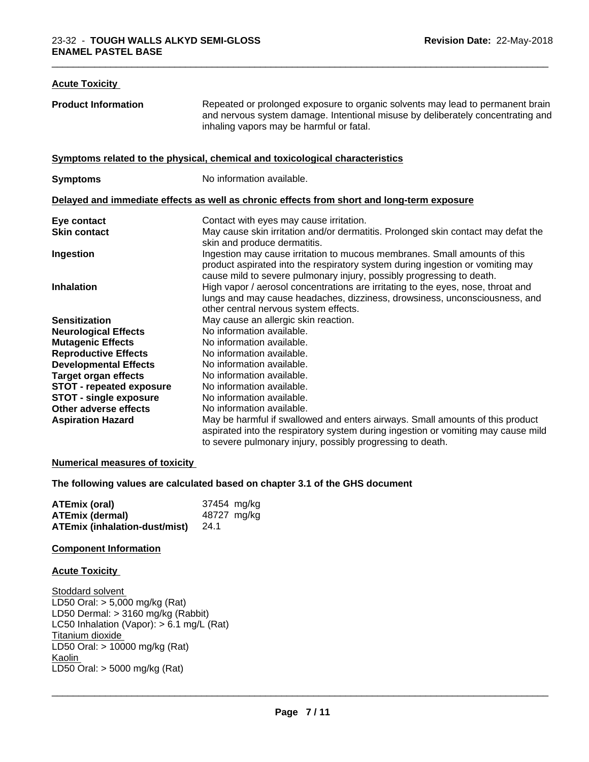### Acute Toxicity

| | |
|---|---|
| **Product Information** | Repeated or prolonged exposure to organic solvents may lead to permanent brain and nervous system damage. Intentional misuse by deliberately concentrating and inhaling vapors may be harmful or fatal. |

### Symptoms related to the physical, chemical and toxicological characteristics

| | |
|---|---|
| **Symptoms** | No information available. |

### Delayed and immediate effects as well as chronic effects from short and long-term exposure

| | |
|---|---|
| **Eye contact** | Contact with eyes may cause irritation. |
| **Skin contact** | May cause skin irritation and/or dermatitis. Prolonged skin contact may defat the skin and produce dermatitis. |
| **Ingestion** | Ingestion may cause irritation to mucous membranes. Small amounts of this product aspirated into the respiratory system during ingestion or vomiting may cause mild to severe pulmonary injury, possibly progressing to death. |
| **Inhalation** | High vapor / aerosol concentrations are irritating to the eyes, nose, throat and lungs and may cause headaches, dizziness, drowsiness, unconsciousness, and other central nervous system effects. |
| **Sensitization** | May cause an allergic skin reaction. |
| **Neurological Effects** | No information available. |
| **Mutagenic Effects** | No information available. |
| **Reproductive Effects** | No information available. |
| **Developmental Effects** | No information available. |
| **Target organ effects** | No information available. |
| **STOT - repeated exposure** | No information available. |
| **STOT - single exposure** | No information available. |
| **Other adverse effects** | No information available. |
| **Aspiration Hazard** | May be harmful if swallowed and enters airways. Small amounts of this product aspirated into the respiratory system during ingestion or vomiting may cause mild to severe pulmonary injury, possibly progressing to death. |

### Numerical measures of toxicity

**The following values are calculated based on chapter 3.1 of the GHS document**

| | |
|---|---|
| **ATEmix (oral)** | 37454 mg/kg |
| **ATEmix (dermal)** | 48727 mg/kg |
| **ATEmix (inhalation-dust/mist)** | 24.1 |

### Component Information

### Acute Toxicity

Stoddard solvent
LD50 Oral: > 5,000 mg/kg (Rat)
LD50 Dermal: > 3160 mg/kg (Rabbit)
LC50 Inhalation (Vapor): > 6.1 mg/L (Rat)
Titanium dioxide
LD50 Oral: > 10000 mg/kg (Rat)
Kaolin
LD50 Oral: > 5000 mg/kg (Rat)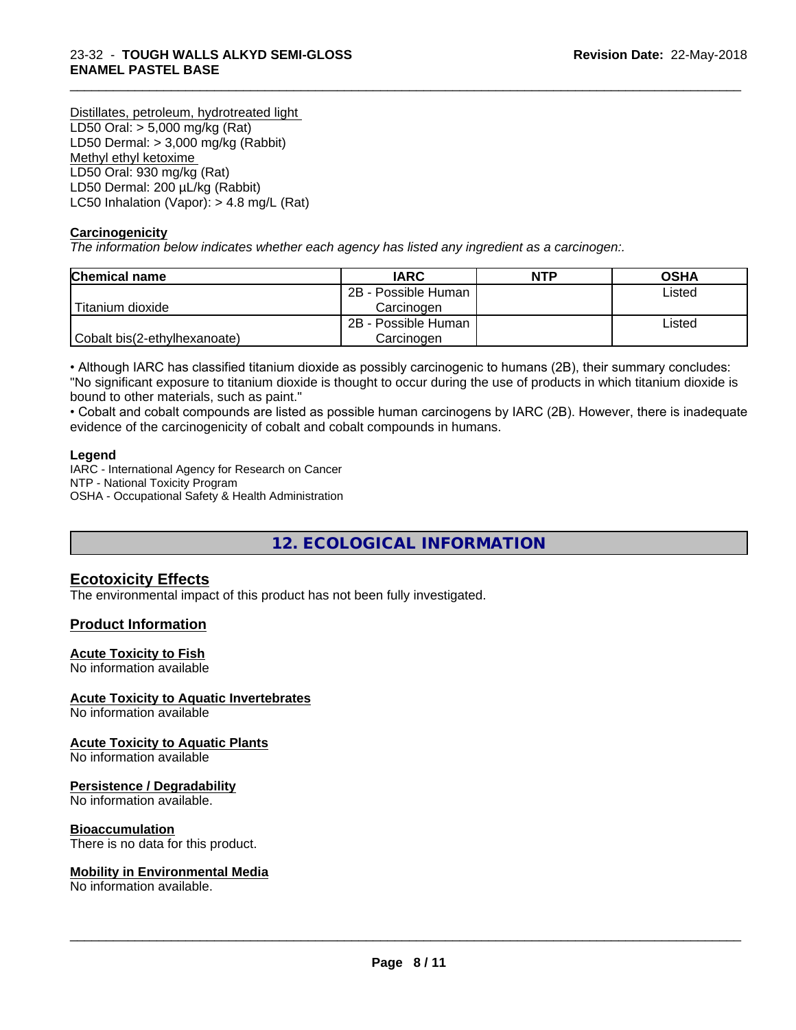Distillates, petroleum, hydrotreated light
LD50 Oral: > 5,000 mg/kg (Rat)
LD50 Dermal: > 3,000 mg/kg (Rabbit)
Methyl ethyl ketoxime
LD50 Oral: 930 mg/kg (Rat)
LD50 Dermal: 200 µL/kg (Rabbit)
LC50 Inhalation (Vapor): > 4.8 mg/L (Rat)

**Carcinogenicity**

*The information below indicates whether each agency has listed any ingredient as a carcinogen:.*

| Chemical name | IARC | NTP | OSHA |
|---|---|---|---|
| Titanium dioxide | 2B - Possible Human Carcinogen | | Listed |
| Cobalt bis(2-ethylhexanoate) | 2B - Possible Human Carcinogen | | Listed |

• Although IARC has classified titanium dioxide as possibly carcinogenic to humans (2B), their summary concludes: "No significant exposure to titanium dioxide is thought to occur during the use of products in which titanium dioxide is bound to other materials, such as paint."
• Cobalt and cobalt compounds are listed as possible human carcinogens by IARC (2B). However, there is inadequate evidence of the carcinogenicity of cobalt and cobalt compounds in humans.

**Legend**
IARC - International Agency for Research on Cancer
NTP - National Toxicity Program
OSHA - Occupational Safety & Health Administration

## 12. ECOLOGICAL INFORMATION

### Ecotoxicity Effects

The environmental impact of this product has not been fully investigated.

### Product Information

**Acute Toxicity to Fish**
No information available

**Acute Toxicity to Aquatic Invertebrates**
No information available

**Acute Toxicity to Aquatic Plants**
No information available

**Persistence / Degradability**
No information available.

**Bioaccumulation**
There is no data for this product.

**Mobility in Environmental Media**
No information available.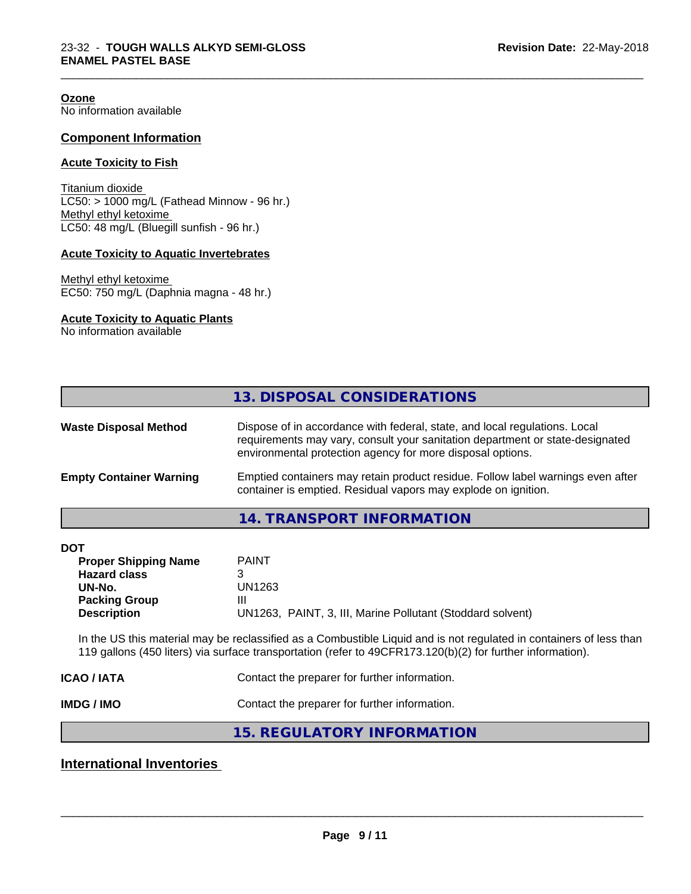**Ozone**
No information available

## Component Information

**Acute Toxicity to Fish**

Titanium dioxide
LC50: > 1000 mg/L (Fathead Minnow - 96 hr.)
Methyl ethyl ketoxime
LC50: 48 mg/L (Bluegill sunfish - 96 hr.)

**Acute Toxicity to Aquatic Invertebrates**

Methyl ethyl ketoxime
EC50: 750 mg/L (Daphnia magna - 48 hr.)

**Acute Toxicity to Aquatic Plants**
No information available

## 13. DISPOSAL CONSIDERATIONS

| | |
|---|---|
| **Waste Disposal Method** | Dispose of in accordance with federal, state, and local regulations. Local requirements may vary, consult your sanitation department or state-designated environmental protection agency for more disposal options. |
| **Empty Container Warning** | Emptied containers may retain product residue. Follow label warnings even after container is emptied. Residual vapors may explode on ignition. |

## 14. TRANSPORT INFORMATION

**DOT**

| | |
|---|---|
| **Proper Shipping Name** | PAINT |
| **Hazard class** | 3 |
| **UN-No.** | UN1263 |
| **Packing Group** | III |
| **Description** | UN1263, PAINT, 3, III, Marine Pollutant (Stoddard solvent) |

In the US this material may be reclassified as a Combustible Liquid and is not regulated in containers of less than 119 gallons (450 liters) via surface transportation (refer to 49CFR173.120(b)(2) for further information).

| | |
|---|---|
| **ICAO / IATA** | Contact the preparer for further information. |
| **IMDG / IMO** | Contact the preparer for further information. |

## 15. REGULATORY INFORMATION

## International Inventories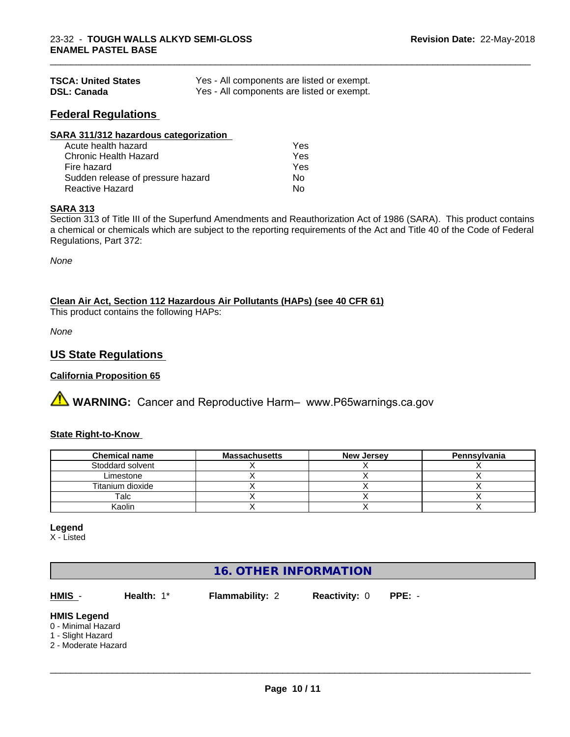| | |
|---|---|
| **TSCA: United States** | Yes - All components are listed or exempt. |
| **DSL: Canada** | Yes - All components are listed or exempt. |

## Federal Regulations

**SARA 311/312 hazardous categorization**

| | |
|---|---|
| Acute health hazard | Yes |
| Chronic Health Hazard | Yes |
| Fire hazard | Yes |
| Sudden release of pressure hazard | No |
| Reactive Hazard | No |

**SARA 313**

Section 313 of Title III of the Superfund Amendments and Reauthorization Act of 1986 (SARA). This product contains a chemical or chemicals which are subject to the reporting requirements of the Act and Title 40 of the Code of Federal Regulations, Part 372:

*None*

**Clean Air Act, Section 112 Hazardous Air Pollutants (HAPs) (see 40 CFR 61)**

This product contains the following HAPs:

*None*

## US State Regulations

**California Proposition 65**

⚠ **WARNING:** Cancer and Reproductive Harm– www.P65warnings.ca.gov

**State Right-to-Know**

| Chemical name | Massachusetts | New Jersey | Pennsylvania |
|---|---|---|---|
| Stoddard solvent | X | X | X |
| Limestone | X | X | X |
| Titanium dioxide | X | X | X |
| Talc | X | X | X |
| Kaolin | X | X | X |

**Legend**

X - Listed

## 16. OTHER INFORMATION

**HMIS** - **Health:** 1* **Flammability:** 2 **Reactivity:** 0 **PPE:** -

**HMIS Legend**

0 - Minimal Hazard

1 - Slight Hazard

2 - Moderate Hazard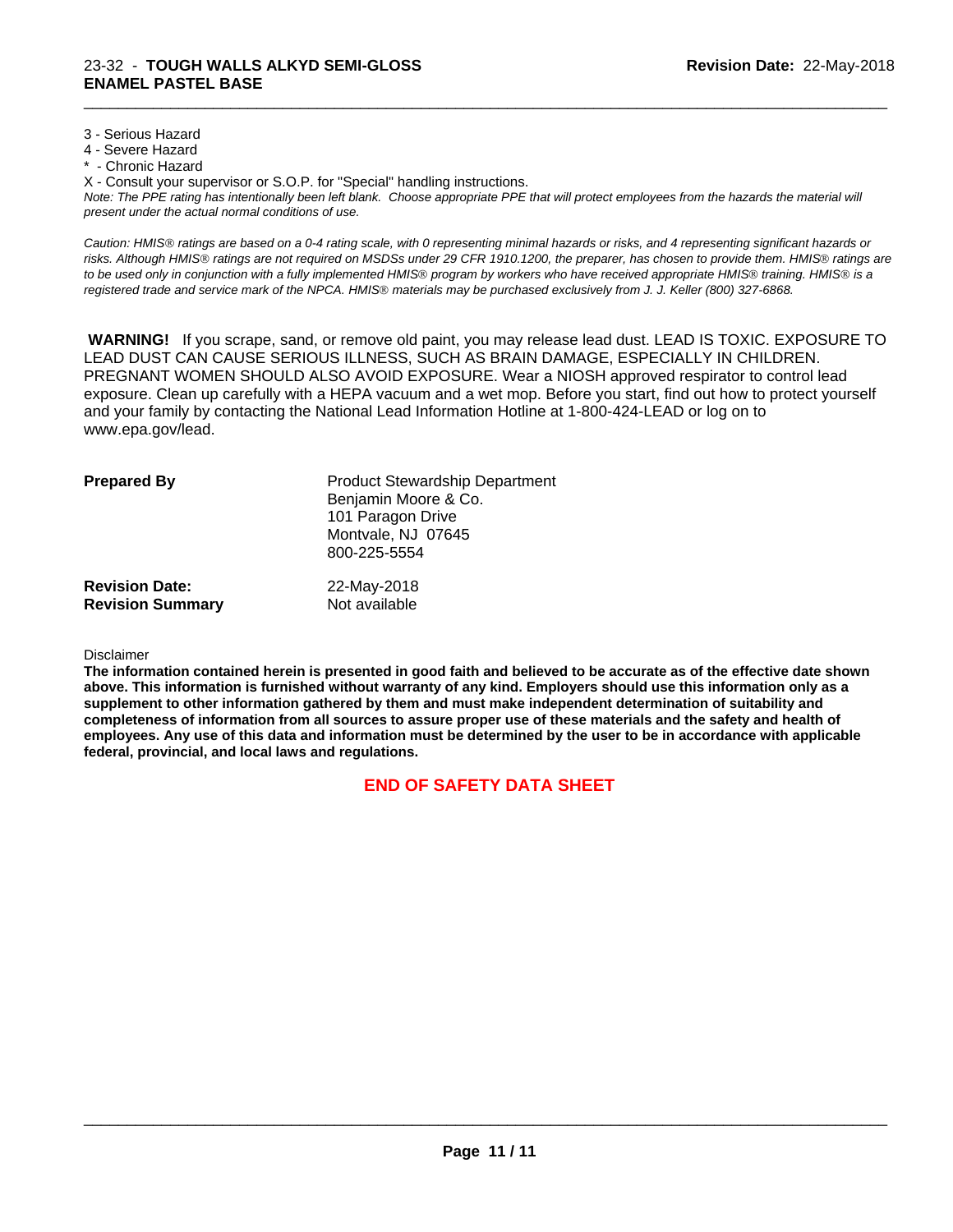3 - Serious Hazard
4 - Severe Hazard
* - Chronic Hazard
X - Consult your supervisor or S.O.P. for "Special" handling instructions.

*Note: The PPE rating has intentionally been left blank. Choose appropriate PPE that will protect employees from the hazards the material will present under the actual normal conditions of use.*

*Caution: HMIS® ratings are based on a 0-4 rating scale, with 0 representing minimal hazards or risks, and 4 representing significant hazards or risks. Although HMIS® ratings are not required on MSDSs under 29 CFR 1910.1200, the preparer, has chosen to provide them. HMIS® ratings are to be used only in conjunction with a fully implemented HMIS® program by workers who have received appropriate HMIS® training. HMIS® is a registered trade and service mark of the NPCA. HMIS® materials may be purchased exclusively from J. J. Keller (800) 327-6868.*

**WARNING!** If you scrape, sand, or remove old paint, you may release lead dust. LEAD IS TOXIC. EXPOSURE TO LEAD DUST CAN CAUSE SERIOUS ILLNESS, SUCH AS BRAIN DAMAGE, ESPECIALLY IN CHILDREN. PREGNANT WOMEN SHOULD ALSO AVOID EXPOSURE. Wear a NIOSH approved respirator to control lead exposure. Clean up carefully with a HEPA vacuum and a wet mop. Before you start, find out how to protect yourself and your family by contacting the National Lead Information Hotline at 1-800-424-LEAD or log on to www.epa.gov/lead.

| | |
|---|---|
| **Prepared By** | Product Stewardship Department<br>Benjamin Moore & Co.<br>101 Paragon Drive<br>Montvale, NJ 07645<br>800-225-5554 |
| **Revision Date:** | 22-May-2018 |
| **Revision Summary** | Not available |

Disclaimer

**The information contained herein is presented in good faith and believed to be accurate as of the effective date shown above. This information is furnished without warranty of any kind. Employers should use this information only as a supplement to other information gathered by them and must make independent determination of suitability and completeness of information from all sources to assure proper use of these materials and the safety and health of employees. Any use of this data and information must be determined by the user to be in accordance with applicable federal, provincial, and local laws and regulations.**

**END OF SAFETY DATA SHEET**